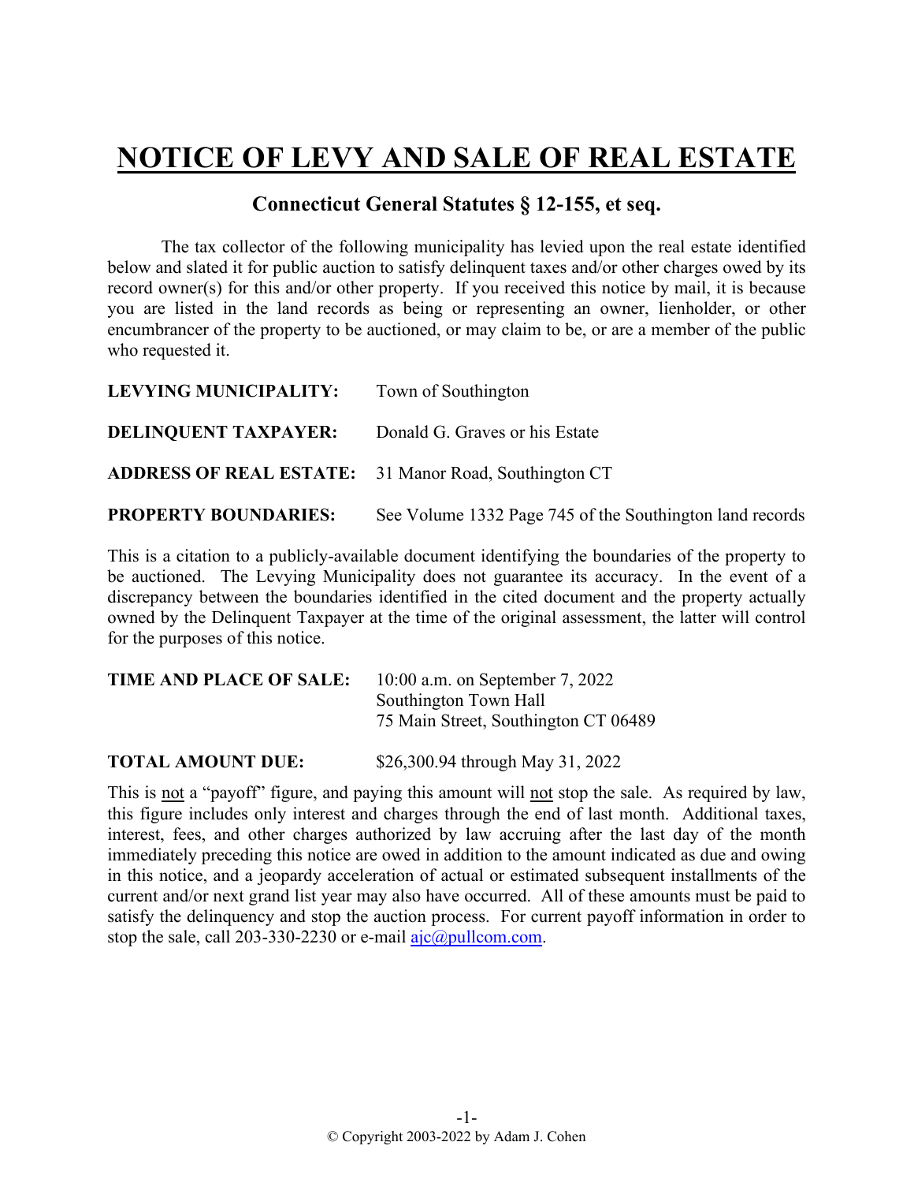# NOTICE OF LEVY AND SALE OF REAL ESTATE

## Connecticut General Statutes § 12-155, et seq.

The tax collector of the following municipality has levied upon the real estate identified below and slated it for public auction to satisfy delinquent taxes and/or other charges owed by its record owner(s) for this and/or other property. If you received this notice by mail, it is because you are listed in the land records as being or representing an owner, lienholder, or other encumbrancer of the property to be auctioned, or may claim to be, or are a member of the public who requested it.

**LEVYING MUNICIPALITY:** Town of Southington

**DELINQUENT TAXPAYER:** Donald G. Graves or his Estate

**ADDRESS OF REAL ESTATE:** 31 Manor Road, Southington CT

**PROPERTY BOUNDARIES:** See Volume 1332 Page 745 of the Southington land records

This is a citation to a publicly-available document identifying the boundaries of the property to be auctioned. The Levying Municipality does not guarantee its accuracy. In the event of a discrepancy between the boundaries identified in the cited document and the property actually owned by the Delinquent Taxpayer at the time of the original assessment, the latter will control for the purposes of this notice.

**TIME AND PLACE OF SALE:** 10:00 a.m. on September 7, 2022
Southington Town Hall
75 Main Street, Southington CT 06489

**TOTAL AMOUNT DUE:** $26,300.94 through May 31, 2022

This is not a "payoff" figure, and paying this amount will not stop the sale. As required by law, this figure includes only interest and charges through the end of last month. Additional taxes, interest, fees, and other charges authorized by law accruing after the last day of the month immediately preceding this notice are owed in addition to the amount indicated as due and owing in this notice, and a jeopardy acceleration of actual or estimated subsequent installments of the current and/or next grand list year may also have occurred. All of these amounts must be paid to satisfy the delinquency and stop the auction process. For current payoff information in order to stop the sale, call 203-330-2230 or e-mail ajc@pullcom.com.

© Copyright 2003-2022 by Adam J. Cohen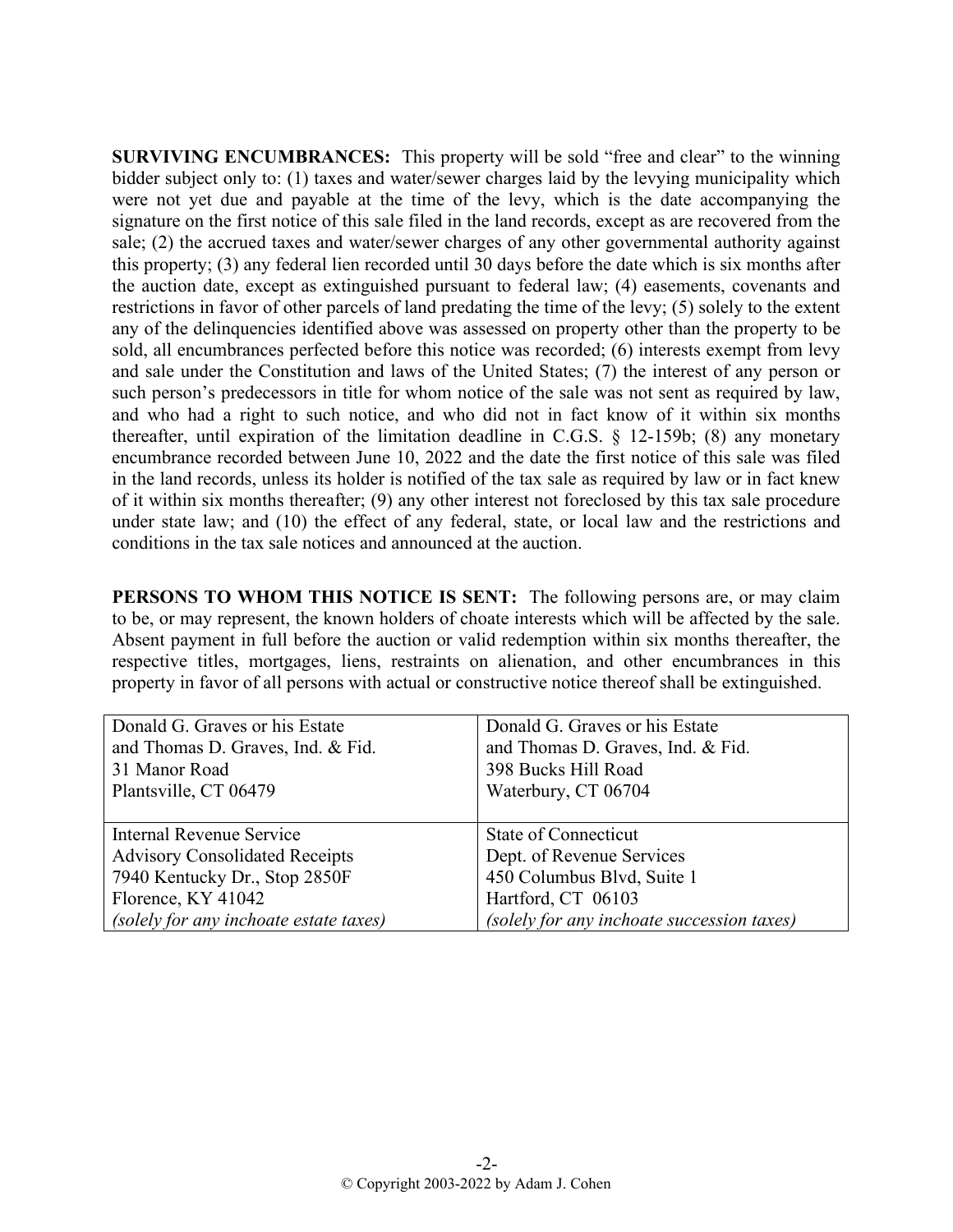**SURVIVING ENCUMBRANCES:** This property will be sold "free and clear" to the winning bidder subject only to: (1) taxes and water/sewer charges laid by the levying municipality which were not yet due and payable at the time of the levy, which is the date accompanying the signature on the first notice of this sale filed in the land records, except as are recovered from the sale; (2) the accrued taxes and water/sewer charges of any other governmental authority against this property; (3) any federal lien recorded until 30 days before the date which is six months after the auction date, except as extinguished pursuant to federal law; (4) easements, covenants and restrictions in favor of other parcels of land predating the time of the levy; (5) solely to the extent any of the delinquencies identified above was assessed on property other than the property to be sold, all encumbrances perfected before this notice was recorded; (6) interests exempt from levy and sale under the Constitution and laws of the United States; (7) the interest of any person or such person's predecessors in title for whom notice of the sale was not sent as required by law, and who had a right to such notice, and who did not in fact know of it within six months thereafter, until expiration of the limitation deadline in C.G.S. § 12-159b; (8) any monetary encumbrance recorded between June 10, 2022 and the date the first notice of this sale was filed in the land records, unless its holder is notified of the tax sale as required by law or in fact knew of it within six months thereafter; (9) any other interest not foreclosed by this tax sale procedure under state law; and (10) the effect of any federal, state, or local law and the restrictions and conditions in the tax sale notices and announced at the auction.

**PERSONS TO WHOM THIS NOTICE IS SENT:** The following persons are, or may claim to be, or may represent, the known holders of choate interests which will be affected by the sale. Absent payment in full before the auction or valid redemption within six months thereafter, the respective titles, mortgages, liens, restraints on alienation, and other encumbrances in this property in favor of all persons with actual or constructive notice thereof shall be extinguished.

| | |
|---|---|
| Donald G. Graves or his Estate<br>and Thomas D. Graves, Ind. & Fid.<br>31 Manor Road<br>Plantsville, CT 06479 | Donald G. Graves or his Estate<br>and Thomas D. Graves, Ind. & Fid.<br>398 Bucks Hill Road<br>Waterbury, CT 06704 |
| Internal Revenue Service<br>Advisory Consolidated Receipts<br>7940 Kentucky Dr., Stop 2850F<br>Florence, KY 41042<br>*(solely for any inchoate estate taxes)* | State of Connecticut<br>Dept. of Revenue Services<br>450 Columbus Blvd, Suite 1<br>Hartford, CT 06103<br>*(solely for any inchoate succession taxes)* |

© Copyright 2003-2022 by Adam J. Cohen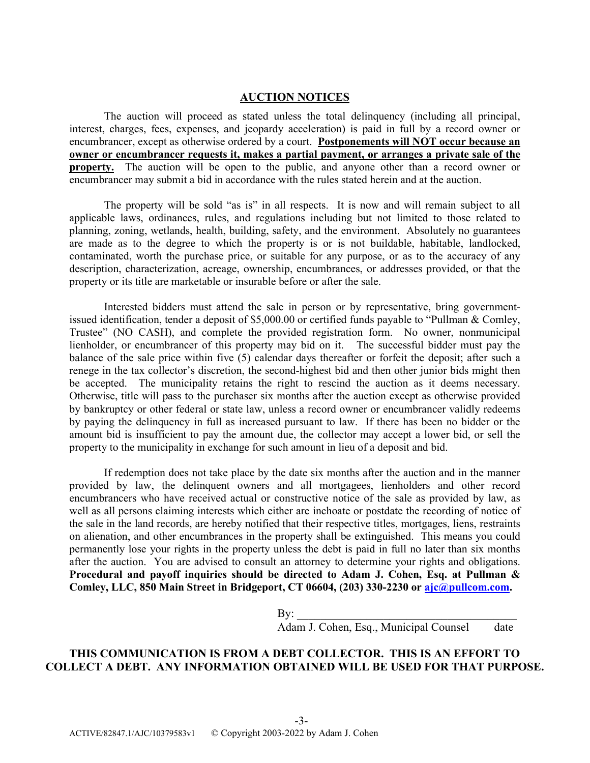## AUCTION NOTICES

The auction will proceed as stated unless the total delinquency (including all principal, interest, charges, fees, expenses, and jeopardy acceleration) is paid in full by a record owner or encumbrancer, except as otherwise ordered by a court. **Postponements will NOT occur because an owner or encumbrancer requests it, makes a partial payment, or arranges a private sale of the property.** The auction will be open to the public, and anyone other than a record owner or encumbrancer may submit a bid in accordance with the rules stated herein and at the auction.

The property will be sold "as is" in all respects. It is now and will remain subject to all applicable laws, ordinances, rules, and regulations including but not limited to those related to planning, zoning, wetlands, health, building, safety, and the environment. Absolutely no guarantees are made as to the degree to which the property is or is not buildable, habitable, landlocked, contaminated, worth the purchase price, or suitable for any purpose, or as to the accuracy of any description, characterization, acreage, ownership, encumbrances, or addresses provided, or that the property or its title are marketable or insurable before or after the sale.

Interested bidders must attend the sale in person or by representative, bring government-issued identification, tender a deposit of $5,000.00 or certified funds payable to "Pullman & Comley, Trustee" (NO CASH), and complete the provided registration form. No owner, nonmunicipal lienholder, or encumbrancer of this property may bid on it. The successful bidder must pay the balance of the sale price within five (5) calendar days thereafter or forfeit the deposit; after such a renege in the tax collector's discretion, the second-highest bid and then other junior bids might then be accepted. The municipality retains the right to rescind the auction as it deems necessary. Otherwise, title will pass to the purchaser six months after the auction except as otherwise provided by bankruptcy or other federal or state law, unless a record owner or encumbrancer validly redeems by paying the delinquency in full as increased pursuant to law. If there has been no bidder or the amount bid is insufficient to pay the amount due, the collector may accept a lower bid, or sell the property to the municipality in exchange for such amount in lieu of a deposit and bid.

If redemption does not take place by the date six months after the auction and in the manner provided by law, the delinquent owners and all mortgagees, lienholders and other record encumbrancers who have received actual or constructive notice of the sale as provided by law, as well as all persons claiming interests which either are inchoate or postdate the recording of notice of the sale in the land records, are hereby notified that their respective titles, mortgages, liens, restraints on alienation, and other encumbrances in the property shall be extinguished. This means you could permanently lose your rights in the property unless the debt is paid in full no later than six months after the auction. You are advised to consult an attorney to determine your rights and obligations. **Procedural and payoff inquiries should be directed to Adam J. Cohen, Esq. at Pullman & Comley, LLC, 850 Main Street in Bridgeport, CT 06604, (203) 330-2230 or ajc@pullcom.com.**

By: ____________________________________

Adam J. Cohen, Esq., Municipal Counsel date

**THIS COMMUNICATION IS FROM A DEBT COLLECTOR. THIS IS AN EFFORT TO COLLECT A DEBT. ANY INFORMATION OBTAINED WILL BE USED FOR THAT PURPOSE.**

ACTIVE/82847.1/AJC/10379583v1 © Copyright 2003-2022 by Adam J. Cohen